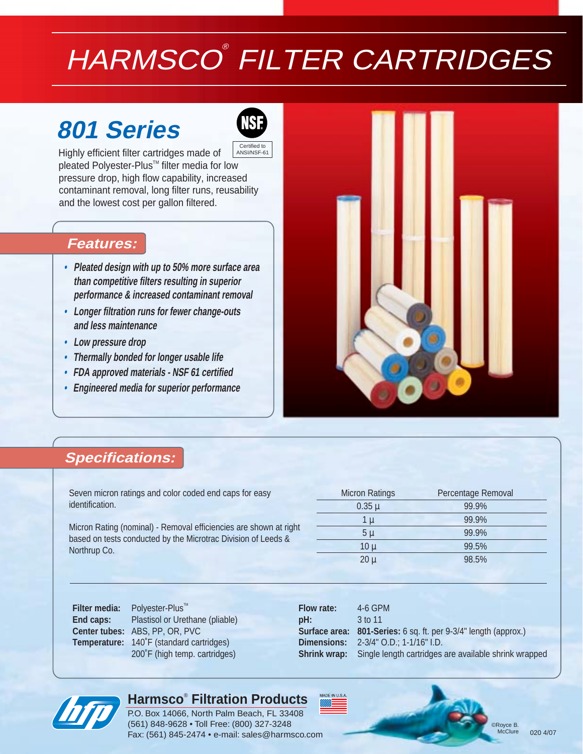# HARMSCO® FILTER CARTRIDGES

## 801 Series

Certified to ANSI/NSF-61

Highly efficient filter cartridges made of pleated Polyester-Plus™ filter media for low pressure drop, high flow capability, increased contaminant removal, long filter runs, reusability and the lowest cost per gallon filtered.

### Features:

- *Pleated design with up to 50% more surface area than competitive filters resulting in superior performance & increased contaminant removal*
- *Longer filtration runs for fewer change-outs and less maintenance*
- *Low pressure drop*
- *Thermally bonded for longer usable life*
- *FDA approved materials - NSF 61 certified*
- *Engineered media for superior performance*

### Specifications:

Seven micron ratings and color coded end caps for easy identification.

Micron Rating (nominal) - Removal efficiencies are shown at right based on tests conducted by the Microtrac Division of Leeds & Northrup Co.

| Micron Ratings | Percentage Removal |
|---|---|
| 0.35 µ | 99.9% |
| 1 µ | 99.9% |
| 5 µ | 99.9% |
| 10 µ | 99.5% |
| 20 µ | 98.5% |

**Filter media:** Polyester-Plus™
**End caps:** Plastisol or Urethane (pliable)
**Center tubes:** ABS, PP, OR, PVC
**Temperature:** 140˚F (standard cartridges)
200˚F (high temp. cartridges)

**Flow rate:** 4-6 GPM
**pH:** 3 to 11
**Surface area:** **801-Series:** 6 sq. ft. per 9-3/4" length (approx.)
**Dimensions:** 2-3/4" O.D.; 1-1/16" I.D.
**Shrink wrap:** Single length cartridges are available shrink wrapped

**Harmsco® Filtration Products**
P.O. Box 14066, North Palm Beach, FL 33408
(561) 848-9628 • Toll Free: (800) 327-3248
Fax: (561) 845-2474 • e-mail: sales@harmsco.com

MADE IN U.S.A.

©Royce B. McClure

020 4/07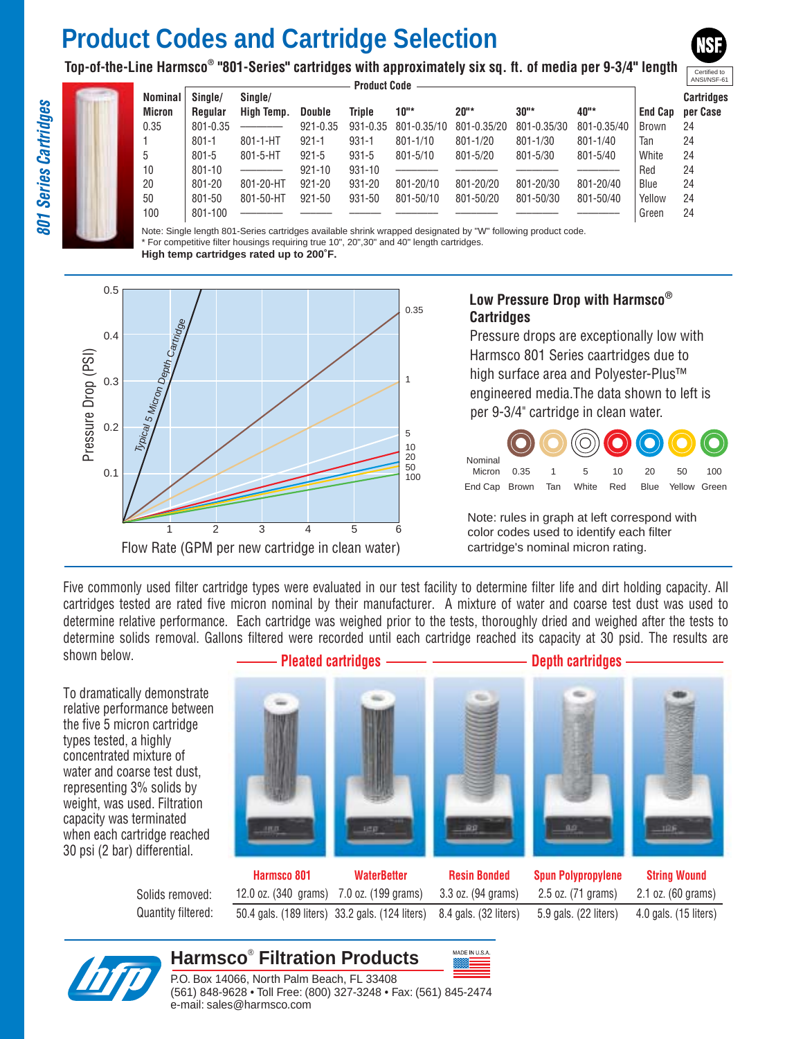# Product Codes and Cartridge Selection

**Top-of-the-Line Harmsco® "801-Series" cartridges with approximately six sq. ft. of media per 9-3/4" length**

NSF Certified to ANSI/NSF-61

801 Series Cartridges

| Nominal Micron | Single/ Regular | Single/ High Temp. | Double | Triple | 10"* | 20"* | 30"* | 40"* | End Cap | Cartridges per Case |
|---|---|---|---|---|---|---|---|---|---|---|
| | Product Code | | | | | | | | | |
| 0.35 | 801-0.35 | ——— | 921-0.35 | 931-0.35 | 801-0.35/10 | 801-0.35/20 | 801-0.35/30 | 801-0.35/40 | Brown | 24 |
| 1 | 801-1 | 801-1-HT | 921-1 | 931-1 | 801-1/10 | 801-1/20 | 801-1/30 | 801-1/40 | Tan | 24 |
| 5 | 801-5 | 801-5-HT | 921-5 | 931-5 | 801-5/10 | 801-5/20 | 801-5/30 | 801-5/40 | White | 24 |
| 10 | 801-10 | ——— | 921-10 | 931-10 | ——— | ——— | ——— | ——— | Red | 24 |
| 20 | 801-20 | 801-20-HT | 921-20 | 931-20 | 801-20/10 | 801-20/20 | 801-20/30 | 801-20/40 | Blue | 24 |
| 50 | 801-50 | 801-50-HT | 921-50 | 931-50 | 801-50/10 | 801-50/20 | 801-50/30 | 801-50/40 | Yellow | 24 |
| 100 | 801-100 | ——— | ——— | ——— | ——— | ——— | ——— | ——— | Green | 24 |

Note: Single length 801-Series cartridges available shrink wrapped designated by "W" following product code.
\* For competitive filter housings requiring true 10", 20",30" and 40" length cartridges.
**High temp cartridges rated up to 200˚F.**

Pressure Drop (PSI)
0.5
0.4
0.3
0.2
0.1
Typical 5 Micron Depth Cartridge
0.35
1
5
10
20
50
100
1 2 3 4 5 6
Flow Rate (GPM per new cartridge in clean water)

## Low Pressure Drop with Harmsco® Cartridges

Pressure drops are exceptionally low with Harmsco 801 Series caartridges due to high surface area and Polyester-Plus™ engineered media.The data shown to left is per 9-3/4" cartridge in clean water.

Nominal Micron: 0.35, 1, 5, 10, 20, 50, 100
End Cap: Brown, Tan, White, Red, Blue, Yellow, Green

Note: rules in graph at left correspond with color codes used to identify each filter cartridge's nominal micron rating.

Five commonly used filter cartridge types were evaluated in our test facility to determine filter life and dirt holding capacity. All cartridges tested are rated five micron nominal by their manufacturer. A mixture of water and coarse test dust was used to determine relative performance. Each cartridge was weighed prior to the tests, thoroughly dried and weighed after the tests to determine solids removal. Gallons filtered were recorded until each cartridge reached its capacity at 30 psid. The results are shown below.

To dramatically demonstrate relative performance between the five 5 micron cartridge types tested, a highly concentrated mixture of water and coarse test dust, representing 3% solids by weight, was used. Filtration capacity was terminated when each cartridge reached 30 psi (2 bar) differential.

| | Pleated cartridges | | Depth cartridges | | |
|---|---|---|---|---|---|
| | Harmsco 801 | WaterBetter | Resin Bonded | Spun Polypropylene | String Wound |
| Solids removed: | 12.0 oz. (340 grams) | 7.0 oz. (199 grams) | 3.3 oz. (94 grams) | 2.5 oz. (71 grams) | 2.1 oz. (60 grams) |
| Quantity filtered: | 50.4 gals. (189 liters) | 33.2 gals. (124 liters) | 8.4 gals. (32 liters) | 5.9 gals. (22 liters) | 4.0 gals. (15 liters) |

## Harmsco® Filtration Products

MADE IN U.S.A.

P.O. Box 14066, North Palm Beach, FL 33408
(561) 848-9628 • Toll Free: (800) 327-3248 • Fax: (561) 845-2474
e-mail: sales@harmsco.com